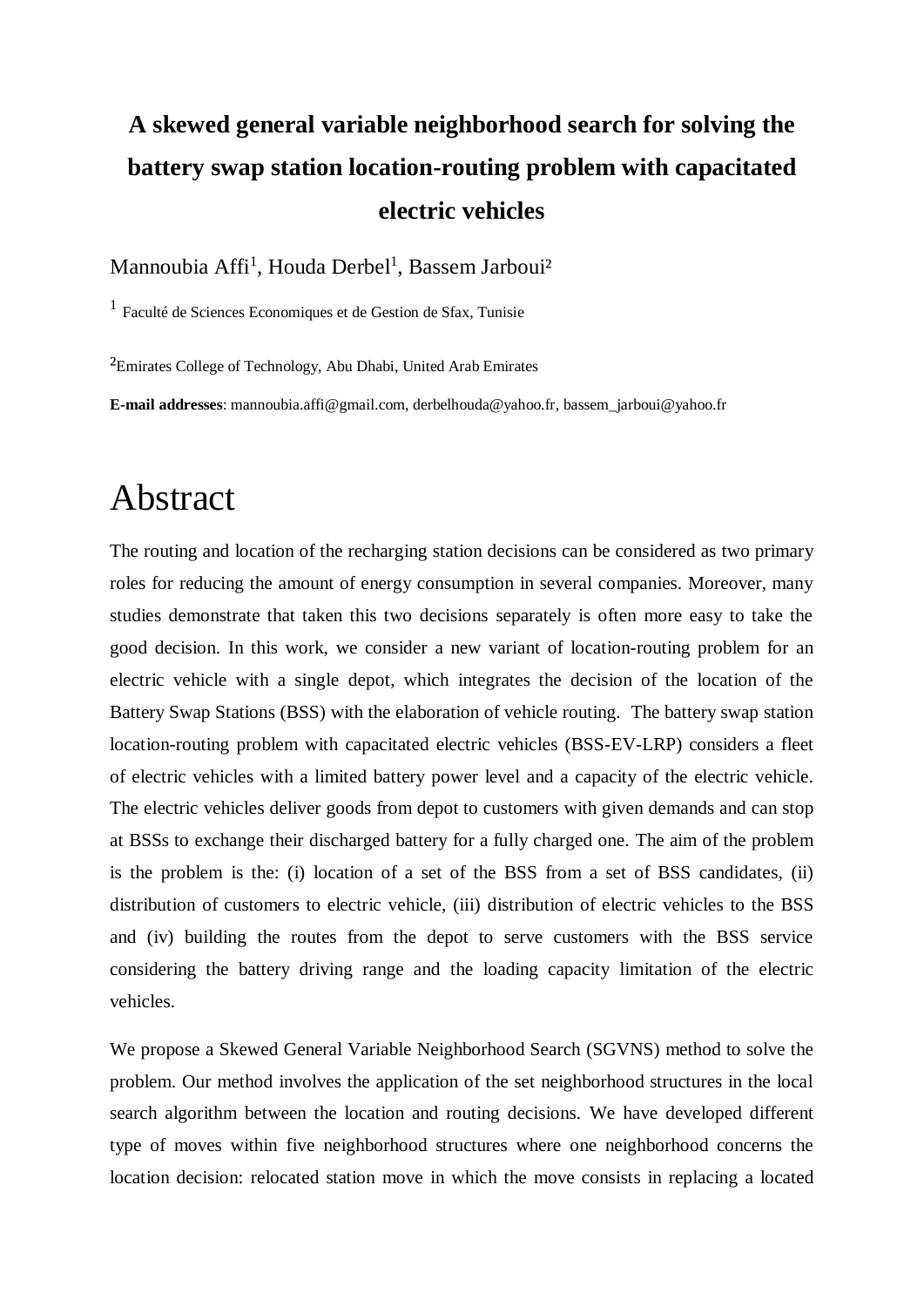# A skewed general variable neighborhood search for solving the battery swap station location-routing problem with capacitated electric vehicles

Mannoubia Affi[1], Houda Derbel[1], Bassem Jarboui[2]

[1] Faculté de Sciences Economiques et de Gestion de Sfax, Tunisie

[2]Emirates College of Technology, Abu Dhabi, United Arab Emirates

**E-mail addresses**: mannoubia.affi@gmail.com, derbelhouda@yahoo.fr, bassem_jarboui@yahoo.fr

# Abstract

The routing and location of the recharging station decisions can be considered as two primary roles for reducing the amount of energy consumption in several companies. Moreover, many studies demonstrate that taken this two decisions separately is often more easy to take the good decision. In this work, we consider a new variant of location-routing problem for an electric vehicle with a single depot, which integrates the decision of the location of the Battery Swap Stations (BSS) with the elaboration of vehicle routing. The battery swap station location-routing problem with capacitated electric vehicles (BSS-EV-LRP) considers a fleet of electric vehicles with a limited battery power level and a capacity of the electric vehicle. The electric vehicles deliver goods from depot to customers with given demands and can stop at BSSs to exchange their discharged battery for a fully charged one. The aim of the problem is the problem is the: (i) location of a set of the BSS from a set of BSS candidates, (ii) distribution of customers to electric vehicle, (iii) distribution of electric vehicles to the BSS and (iv) building the routes from the depot to serve customers with the BSS service considering the battery driving range and the loading capacity limitation of the electric vehicles.

We propose a Skewed General Variable Neighborhood Search (SGVNS) method to solve the problem. Our method involves the application of the set neighborhood structures in the local search algorithm between the location and routing decisions. We have developed different type of moves within five neighborhood structures where one neighborhood concerns the location decision: relocated station move in which the move consists in replacing a located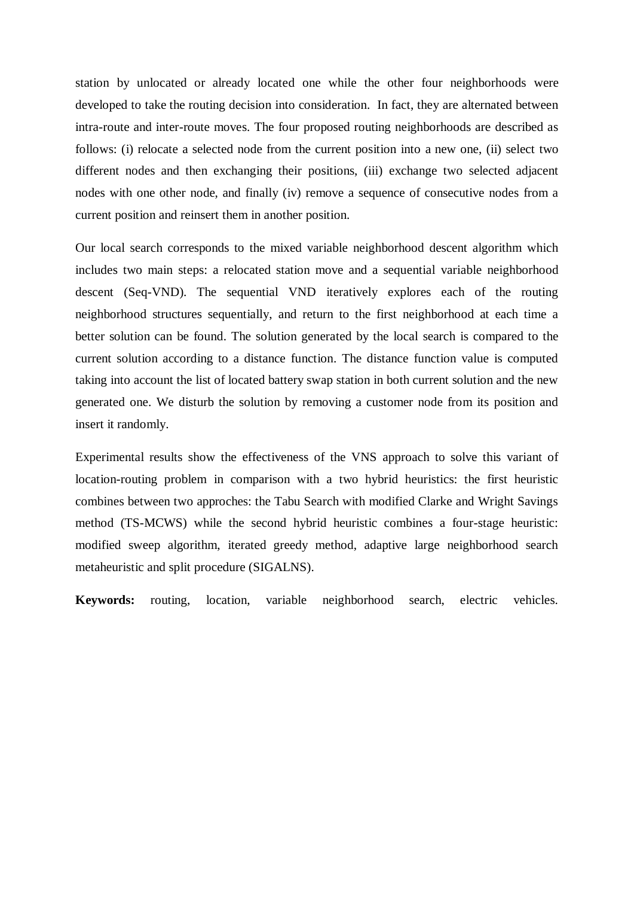station by unlocated or already located one while the other four neighborhoods were developed to take the routing decision into consideration. In fact, they are alternated between intra-route and inter-route moves. The four proposed routing neighborhoods are described as follows: (i) relocate a selected node from the current position into a new one, (ii) select two different nodes and then exchanging their positions, (iii) exchange two selected adjacent nodes with one other node, and finally (iv) remove a sequence of consecutive nodes from a current position and reinsert them in another position.

Our local search corresponds to the mixed variable neighborhood descent algorithm which includes two main steps: a relocated station move and a sequential variable neighborhood descent (Seq-VND). The sequential VND iteratively explores each of the routing neighborhood structures sequentially, and return to the first neighborhood at each time a better solution can be found. The solution generated by the local search is compared to the current solution according to a distance function. The distance function value is computed taking into account the list of located battery swap station in both current solution and the new generated one. We disturb the solution by removing a customer node from its position and insert it randomly.

Experimental results show the effectiveness of the VNS approach to solve this variant of location-routing problem in comparison with a two hybrid heuristics: the first heuristic combines between two approches: the Tabu Search with modified Clarke and Wright Savings method (TS-MCWS) while the second hybrid heuristic combines a four-stage heuristic: modified sweep algorithm, iterated greedy method, adaptive large neighborhood search metaheuristic and split procedure (SIGALNS).

**Keywords:** routing, location, variable neighborhood search, electric vehicles.